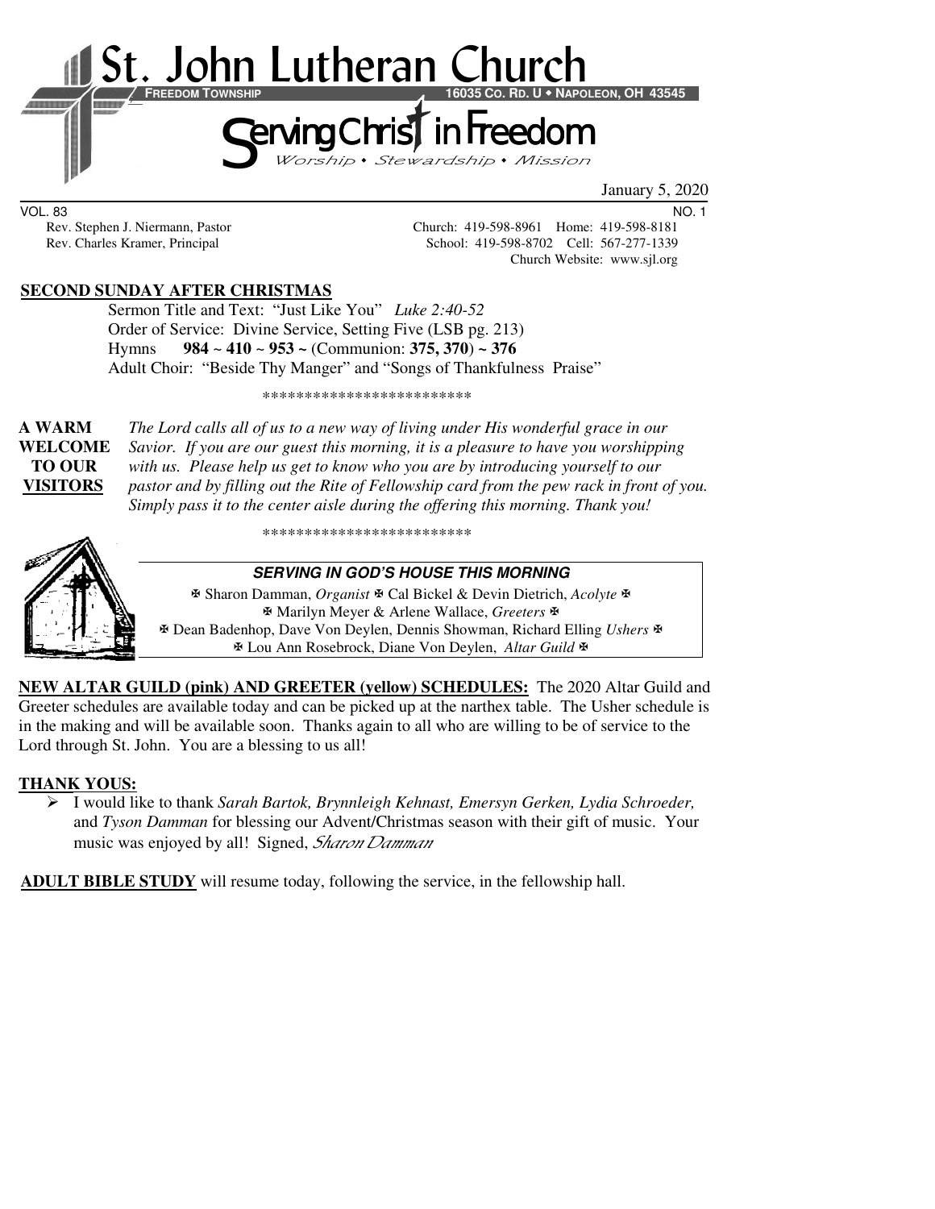# St. John Lutheran Church

**FREEDOM TOWNSHIP** 16035 CO. RD. U • NAPOLEON, OH 43545

## Serving Christ in Freedom

*Worship • Stewardship • Mission*

January 5, 2020

VOL. 83 NO. 1

Rev. Stephen J. Niermann, Pastor — Church: 419-598-8961 Home: 419-598-8181

Rev. Charles Kramer, Principal — School: 419-598-8702 Cell: 567-277-1339

Church Website: www.sjl.org

**SECOND SUNDAY AFTER CHRISTMAS**

Sermon Title and Text: "Just Like You" *Luke 2:40-52*

Order of Service: Divine Service, Setting Five (LSB pg. 213)

Hymns **984 ~ 410 ~ 953 ~** (Communion: **375, 370**) **~ 376**

Adult Choir: "Beside Thy Manger" and "Songs of Thankfulness Praise"

*************************

**A WARM WELCOME TO OUR VISITORS** *The Lord calls all of us to a new way of living under His wonderful grace in our Savior. If you are our guest this morning, it is a pleasure to have you worshipping with us. Please help us get to know who you are by introducing yourself to our pastor and by filling out the Rite of Fellowship card from the pew rack in front of you. Simply pass it to the center aisle during the offering this morning. Thank you!*

*************************

**SERVING IN GOD'S HOUSE THIS MORNING**

✠ Sharon Damman, *Organist* ✠ Cal Bickel & Devin Dietrich, *Acolyte* ✠

✠ Marilyn Meyer & Arlene Wallace, *Greeters* ✠

✠ Dean Badenhop, Dave Von Deylen, Dennis Showman, Richard Elling *Ushers* ✠

✠ Lou Ann Rosebrock, Diane Von Deylen, *Altar Guild* ✠

**NEW ALTAR GUILD (pink) AND GREETER (yellow) SCHEDULES:** The 2020 Altar Guild and Greeter schedules are available today and can be picked up at the narthex table. The Usher schedule is in the making and will be available soon. Thanks again to all who are willing to be of service to the Lord through St. John. You are a blessing to us all!

**THANK YOUS:**

- I would like to thank *Sarah Bartok, Brynnleigh Kehnast, Emersyn Gerken, Lydia Schroeder,* and *Tyson Damman* for blessing our Advent/Christmas season with their gift of music. Your music was enjoyed by all! Signed, *Sharon Damman*

**ADULT BIBLE STUDY** will resume today, following the service, in the fellowship hall.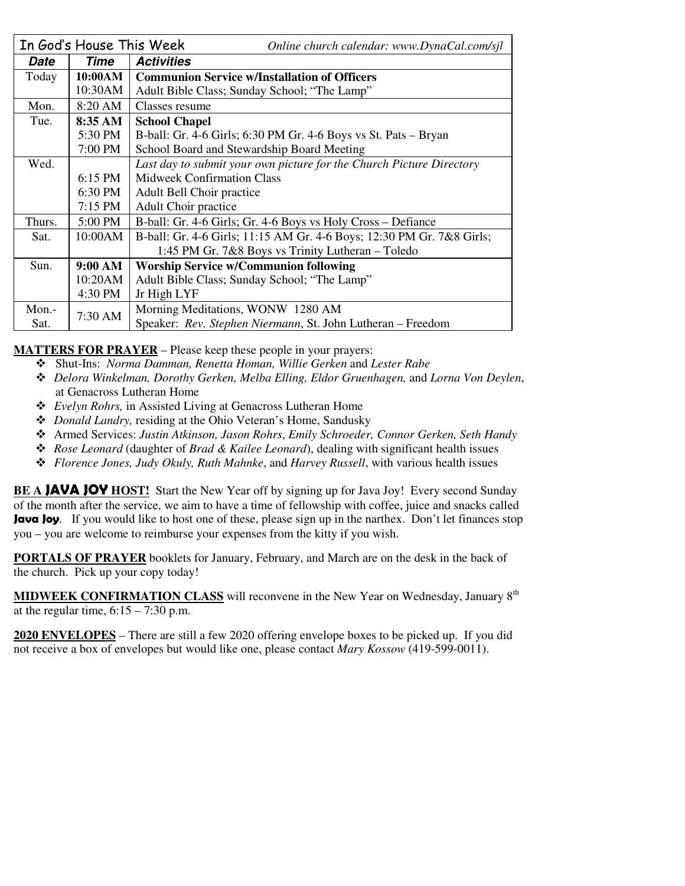| In God's House This Week | | *Online church calendar: www.DynaCal.com/sjl* |
|---|---|---|
| ***Date*** | ***Time*** | ***Activities*** |
| Today | **10:00AM** | **Communion Service w/Installation of Officers** |
| | 10:30AM | Adult Bible Class; Sunday School; "The Lamp" |
| Mon. | 8:20 AM | Classes resume |
| Tue. | **8:35 AM** | **School Chapel** |
| | 5:30 PM | B-ball: Gr. 4-6 Girls; 6:30 PM Gr. 4-6 Boys vs St. Pats – Bryan |
| | 7:00 PM | School Board and Stewardship Board Meeting |
| Wed. | | *Last day to submit your own picture for the Church Picture Directory* |
| | 6:15 PM | Midweek Confirmation Class |
| | 6:30 PM | Adult Bell Choir practice |
| | 7:15 PM | Adult Choir practice |
| Thurs. | 5:00 PM | B-ball: Gr. 4-6 Girls; Gr. 4-6 Boys vs Holy Cross – Defiance |
| Sat. | 10:00AM | B-ball: Gr. 4-6 Girls; 11:15 AM Gr. 4-6 Boys; 12:30 PM Gr. 7&8 Girls; 1:45 PM Gr. 7&8 Boys vs Trinity Lutheran – Toledo |
| Sun. | **9:00 AM** | **Worship Service w/Communion following** |
| | 10:20AM | Adult Bible Class; Sunday School; "The Lamp" |
| | 4:30 PM | Jr High LYF |
| Mon.-Sat. | 7:30 AM | Morning Meditations, WONW 1280 AM<br>Speaker: *Rev. Stephen Niermann*, St. John Lutheran – Freedom |

**MATTERS FOR PRAYER** – Please keep these people in your prayers:

- Shut-Ins: *Norma Damman, Renetta Homan, Willie Gerken* and *Lester Rabe*
- *Delora Winkelman, Dorothy Gerken, Melba Elling, Eldor Gruenhagen,* and *Lorna Von Deylen*, at Genacross Lutheran Home
- *Evelyn Rohrs,* in Assisted Living at Genacross Lutheran Home
- *Donald Landry,* residing at the Ohio Veteran's Home, Sandusky
- Armed Services: *Justin Atkinson, Jason Rohrs*, *Emily Schroeder, Connor Gerken, Seth Handy*
- *Rose Leonard* (daughter of *Brad & Kailee Leonard*), dealing with significant health issues
- *Florence Jones, Judy Okuly, Ruth Mahnke*, and *Harvey Russell*, with various health issues

**BE A JAVA JOY HOST!** Start the New Year off by signing up for Java Joy! Every second Sunday of the month after the service, we aim to have a time of fellowship with coffee, juice and snacks called **Java Joy**. If you would like to host one of these, please sign up in the narthex. Don't let finances stop you – you are welcome to reimburse your expenses from the kitty if you wish.

**PORTALS OF PRAYER** booklets for January, February, and March are on the desk in the back of the church. Pick up your copy today!

**MIDWEEK CONFIRMATION CLASS** will reconvene in the New Year on Wednesday, January 8th at the regular time, 6:15 – 7:30 p.m.

**2020 ENVELOPES** – There are still a few 2020 offering envelope boxes to be picked up. If you did not receive a box of envelopes but would like one, please contact *Mary Kossow* (419-599-0011).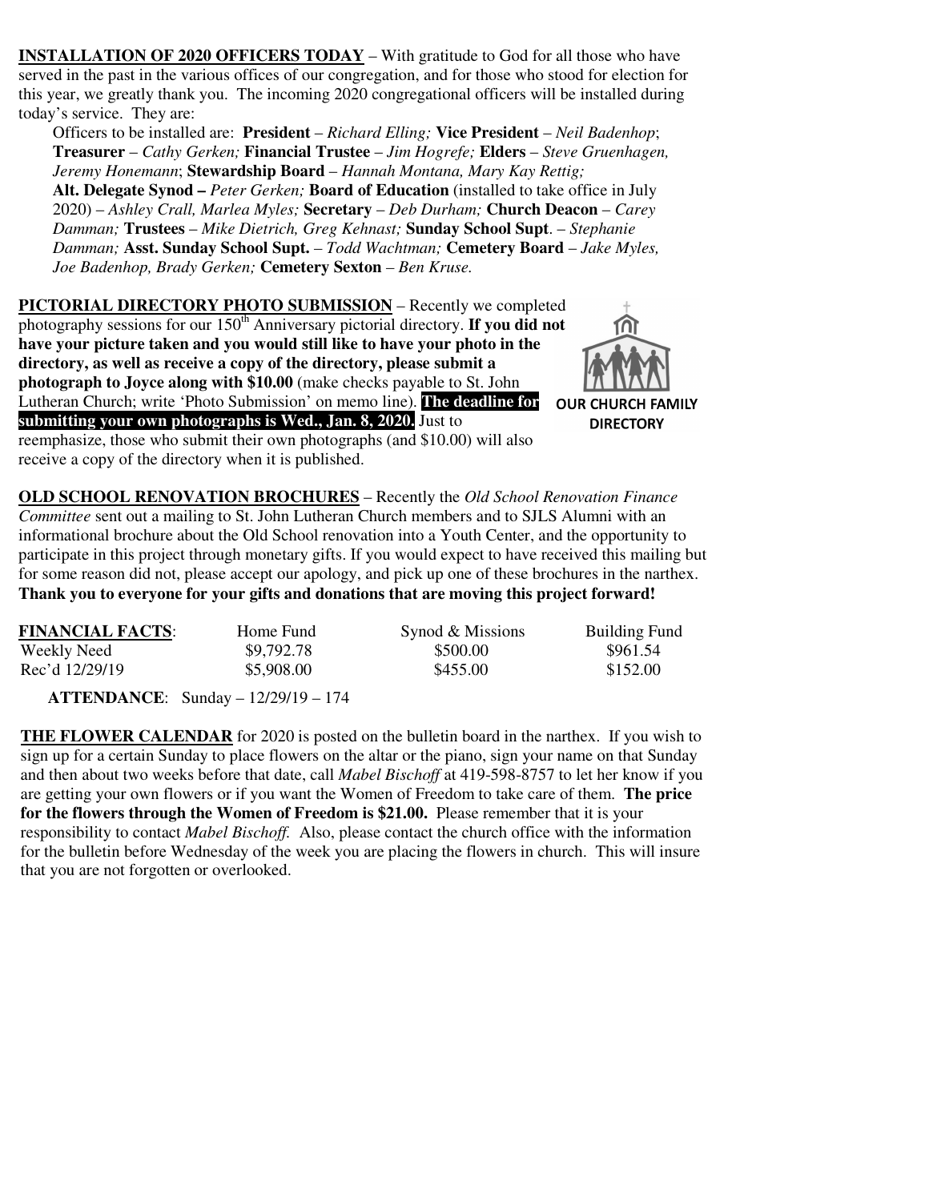**INSTALLATION OF 2020 OFFICERS TODAY** – With gratitude to God for all those who have served in the past in the various offices of our congregation, and for those who stood for election for this year, we greatly thank you. The incoming 2020 congregational officers will be installed during today's service. They are:

Officers to be installed are: **President** – *Richard Elling;* **Vice President** – *Neil Badenhop*; **Treasurer** – *Cathy Gerken;* **Financial Trustee** – *Jim Hogrefe;* **Elders** – *Steve Gruenhagen, Jeremy Honemann*; **Stewardship Board** – *Hannah Montana, Mary Kay Rettig;* **Alt. Delegate Synod –** *Peter Gerken;* **Board of Education** (installed to take office in July 2020) – *Ashley Crall, Marlea Myles;* **Secretary** – *Deb Durham;* **Church Deacon** – *Carey Damman;* **Trustees** – *Mike Dietrich, Greg Kehnast;* **Sunday School Supt**. – *Stephanie Damman;* **Asst. Sunday School Supt.** – *Todd Wachtman;* **Cemetery Board** – *Jake Myles, Joe Badenhop, Brady Gerken;* **Cemetery Sexton** – *Ben Kruse.*

**PICTORIAL DIRECTORY PHOTO SUBMISSION** – Recently we completed photography sessions for our 150th Anniversary pictorial directory. **If you did not have your picture taken and you would still like to have your photo in the directory, as well as receive a copy of the directory, please submit a photograph to Joyce along with $10.00** (make checks payable to St. John Lutheran Church; write 'Photo Submission' on memo line). **The deadline for submitting your own photographs is Wed., Jan. 8, 2020.** Just to reemphasize, those who submit their own photographs (and $10.00) will also receive a copy of the directory when it is published.

OUR CHURCH FAMILY DIRECTORY

**OLD SCHOOL RENOVATION BROCHURES** – Recently the *Old School Renovation Finance Committee* sent out a mailing to St. John Lutheran Church members and to SJLS Alumni with an informational brochure about the Old School renovation into a Youth Center, and the opportunity to participate in this project through monetary gifts. If you would expect to have received this mailing but for some reason did not, please accept our apology, and pick up one of these brochures in the narthex. **Thank you to everyone for your gifts and donations that are moving this project forward!**

| **FINANCIAL FACTS**: | Home Fund | Synod & Missions | Building Fund |
|---|---|---|---|
| Weekly Need | $9,792.78 | $500.00 | $961.54 |
| Rec'd 12/29/19 | $5,908.00 | $455.00 | $152.00 |

**ATTENDANCE**: Sunday – 12/29/19 – 174

**THE FLOWER CALENDAR** for 2020 is posted on the bulletin board in the narthex. If you wish to sign up for a certain Sunday to place flowers on the altar or the piano, sign your name on that Sunday and then about two weeks before that date, call *Mabel Bischoff* at 419-598-8757 to let her know if you are getting your own flowers or if you want the Women of Freedom to take care of them. **The price for the flowers through the Women of Freedom is $21.00.** Please remember that it is your responsibility to contact *Mabel Bischoff.* Also, please contact the church office with the information for the bulletin before Wednesday of the week you are placing the flowers in church. This will insure that you are not forgotten or overlooked.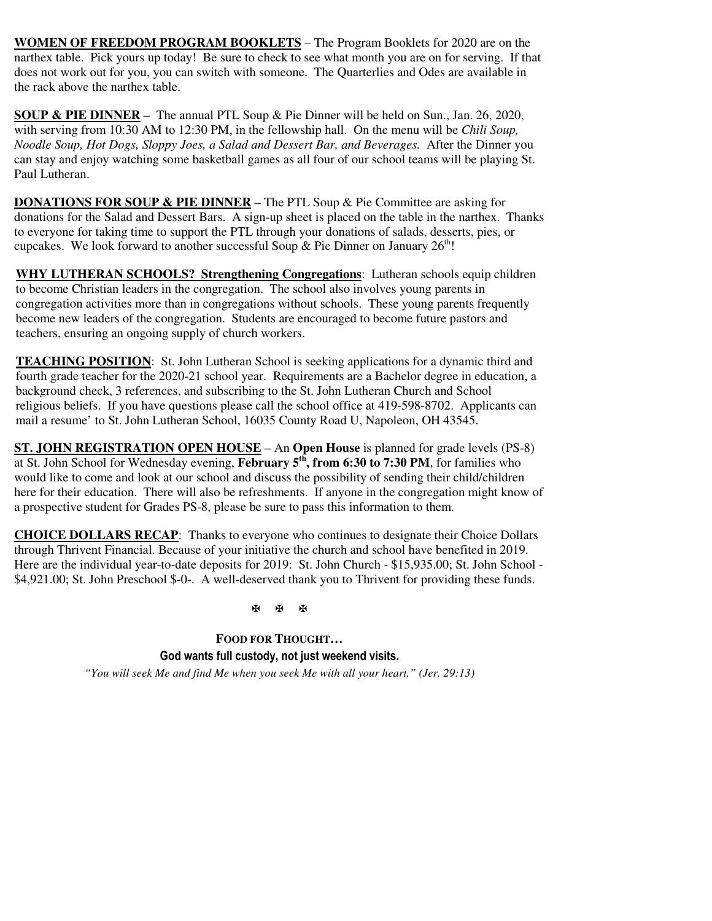**WOMEN OF FREEDOM PROGRAM BOOKLETS** – The Program Booklets for 2020 are on the narthex table. Pick yours up today! Be sure to check to see what month you are on for serving. If that does not work out for you, you can switch with someone. The Quarterlies and Odes are available in the rack above the narthex table.

**SOUP & PIE DINNER** – The annual PTL Soup & Pie Dinner will be held on Sun., Jan. 26, 2020, with serving from 10:30 AM to 12:30 PM, in the fellowship hall. On the menu will be *Chili Soup, Noodle Soup, Hot Dogs, Sloppy Joes, a Salad and Dessert Bar, and Beverages.* After the Dinner you can stay and enjoy watching some basketball games as all four of our school teams will be playing St. Paul Lutheran.

**DONATIONS FOR SOUP & PIE DINNER** – The PTL Soup & Pie Committee are asking for donations for the Salad and Dessert Bars. A sign-up sheet is placed on the table in the narthex. Thanks to everyone for taking time to support the PTL through your donations of salads, desserts, pies, or cupcakes. We look forward to another successful Soup & Pie Dinner on January 26th!

**WHY LUTHERAN SCHOOLS? Strengthening Congregations**: Lutheran schools equip children to become Christian leaders in the congregation. The school also involves young parents in congregation activities more than in congregations without schools. These young parents frequently become new leaders of the congregation. Students are encouraged to become future pastors and teachers, ensuring an ongoing supply of church workers.

**TEACHING POSITION**: St. John Lutheran School is seeking applications for a dynamic third and fourth grade teacher for the 2020-21 school year. Requirements are a Bachelor degree in education, a background check, 3 references, and subscribing to the St. John Lutheran Church and School religious beliefs. If you have questions please call the school office at 419-598-8702. Applicants can mail a resume' to St. John Lutheran School, 16035 County Road U, Napoleon, OH 43545.

**ST. JOHN REGISTRATION OPEN HOUSE** – An **Open House** is planned for grade levels (PS-8) at St. John School for Wednesday evening, **February 5th, from 6:30 to 7:30 PM**, for families who would like to come and look at our school and discuss the possibility of sending their child/children here for their education. There will also be refreshments. If anyone in the congregation might know of a prospective student for Grades PS-8, please be sure to pass this information to them.

**CHOICE DOLLARS RECAP**: Thanks to everyone who continues to designate their Choice Dollars through Thrivent Financial. Because of your initiative the church and school have benefited in 2019. Here are the individual year-to-date deposits for 2019: St. John Church - $15,935.00; St. John School - $4,921.00; St. John Preschool $-0-. A well-deserved thank you to Thrivent for providing these funds.

✠ ✠ ✠

**FOOD FOR THOUGHT…**

**God wants full custody, not just weekend visits.**

*"You will seek Me and find Me when you seek Me with all your heart." (Jer. 29:13)*